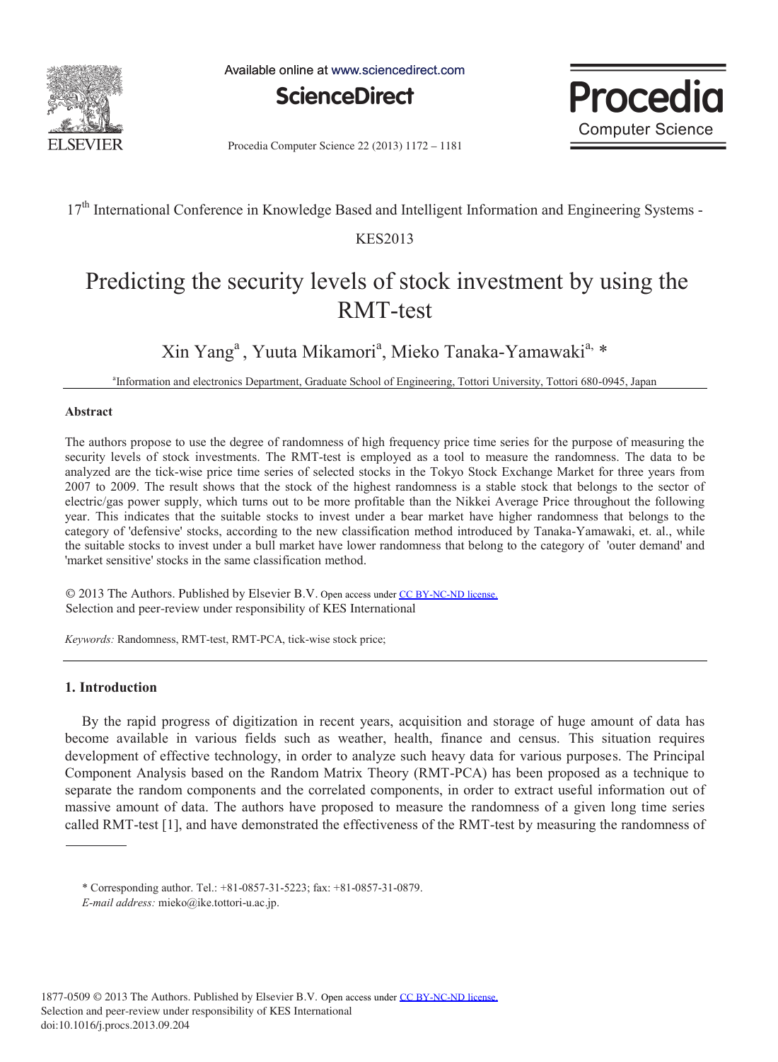17th International Conference in Knowledge Based and Intelligent Information and Engineering Systems - KES2013

# Predicting the security levels of stock investment by using the RMT-test

Xin Yang[a], Yuuta Mikamori[a], Mieko Tanaka-Yamawaki[a, *]

[a]Information and electronics Department, Graduate School of Engineering, Tottori University, Tottori 680-0945, Japan

### Abstract

The authors propose to use the degree of randomness of high frequency price time series for the purpose of measuring the security levels of stock investments. The RMT-test is employed as a tool to measure the randomness. The data to be analyzed are the tick-wise price time series of selected stocks in the Tokyo Stock Exchange Market for three years from 2007 to 2009. The result shows that the stock of the highest randomness is a stable stock that belongs to the sector of electric/gas power supply, which turns out to be more profitable than the Nikkei Average Price throughout the following year. This indicates that the suitable stocks to invest under a bear market have higher randomness that belongs to the category of 'defensive' stocks, according to the new classification method introduced by Tanaka-Yamawaki, et. al., while the suitable stocks to invest under a bull market have lower randomness that belong to the category of 'outer demand' and 'market sensitive' stocks in the same classification method.

© 2013 The Authors. Published by Elsevier B.V. Open access under CC BY-NC-ND license.
Selection and peer-review under responsibility of KES International

*Keywords:* Randomness, RMT-test, RMT-PCA, tick-wise stock price;

## 1. Introduction

By the rapid progress of digitization in recent years, acquisition and storage of huge amount of data has become available in various fields such as weather, health, finance and census. This situation requires development of effective technology, in order to analyze such heavy data for various purposes. The Principal Component Analysis based on the Random Matrix Theory (RMT-PCA) has been proposed as a technique to separate the random components and the correlated components, in order to extract useful information out of massive amount of data. The authors have proposed to measure the randomness of a given long time series called RMT-test [1], and have demonstrated the effectiveness of the RMT-test by measuring the randomness of

---

\* Corresponding author. Tel.: +81-0857-31-5223; fax: +81-0857-31-0879.
*E-mail address:* mieko@ike.tottori-u.ac.jp.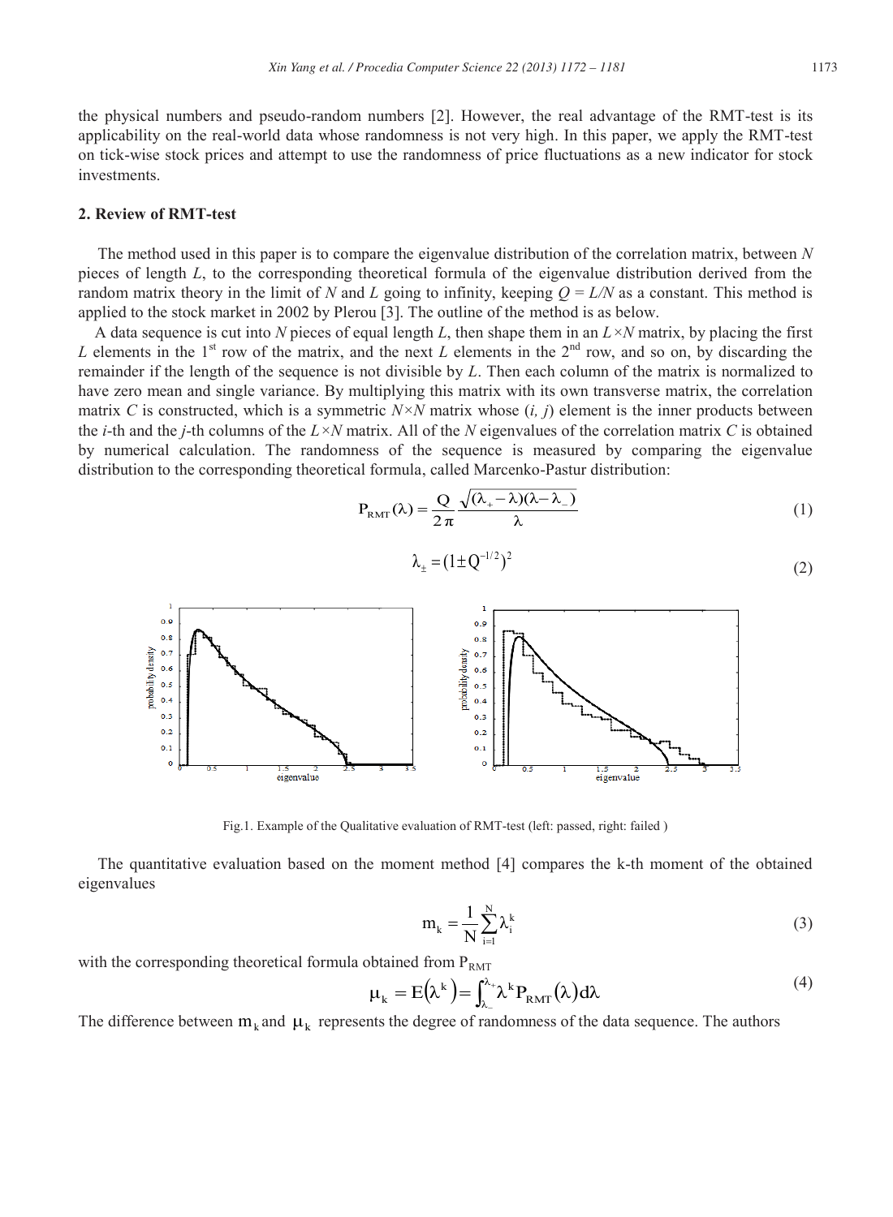the physical numbers and pseudo-random numbers [2]. However, the real advantage of the RMT-test is its applicability on the real-world data whose randomness is not very high. In this paper, we apply the RMT-test on tick-wise stock prices and attempt to use the randomness of price fluctuations as a new indicator for stock investments.

## 2. Review of RMT-test

The method used in this paper is to compare the eigenvalue distribution of the correlation matrix, between $N$ pieces of length $L$, to the corresponding theoretical formula of the eigenvalue distribution derived from the random matrix theory in the limit of $N$ and $L$ going to infinity, keeping $Q = L/N$ as a constant. This method is applied to the stock market in 2002 by Plerou [3]. The outline of the method is as below.

A data sequence is cut into $N$ pieces of equal length $L$, then shape them in an $L \times N$ matrix, by placing the first $L$ elements in the 1st row of the matrix, and the next $L$ elements in the 2nd row, and so on, by discarding the remainder if the length of the sequence is not divisible by $L$. Then each column of the matrix is normalized to have zero mean and single variance. By multiplying this matrix with its own transverse matrix, the correlation matrix $C$ is constructed, which is a symmetric $N \times N$ matrix whose $(i, j)$ element is the inner products between the $i$-th and the $j$-th columns of the $L \times N$ matrix. All of the $N$ eigenvalues of the correlation matrix $C$ is obtained by numerical calculation. The randomness of the sequence is measured by comparing the eigenvalue distribution to the corresponding theoretical formula, called Marcenko-Pastur distribution:

$$P_{RMT}(\lambda) = \frac{Q}{2\pi} \frac{\sqrt{(\lambda_+ - \lambda)(\lambda - \lambda_-)}}{\lambda} \tag{1}$$

$$\lambda_\pm = (1 \pm Q^{-1/2})^2 \tag{2}$$

Fig.1. Example of the Qualitative evaluation of RMT-test (left: passed, right: failed )

The quantitative evaluation based on the moment method [4] compares the k-th moment of the obtained eigenvalues

$$m_k = \frac{1}{N} \sum_{i=1}^{N} \lambda_i^k \tag{3}$$

with the corresponding theoretical formula obtained from $P_{RMT}$

$$\mu_k = E(\lambda^k) = \int_{\lambda_-}^{\lambda_+} \lambda^k P_{RMT}(\lambda) d\lambda \tag{4}$$

The difference between $m_k$ and $\mu_k$ represents the degree of randomness of the data sequence. The authors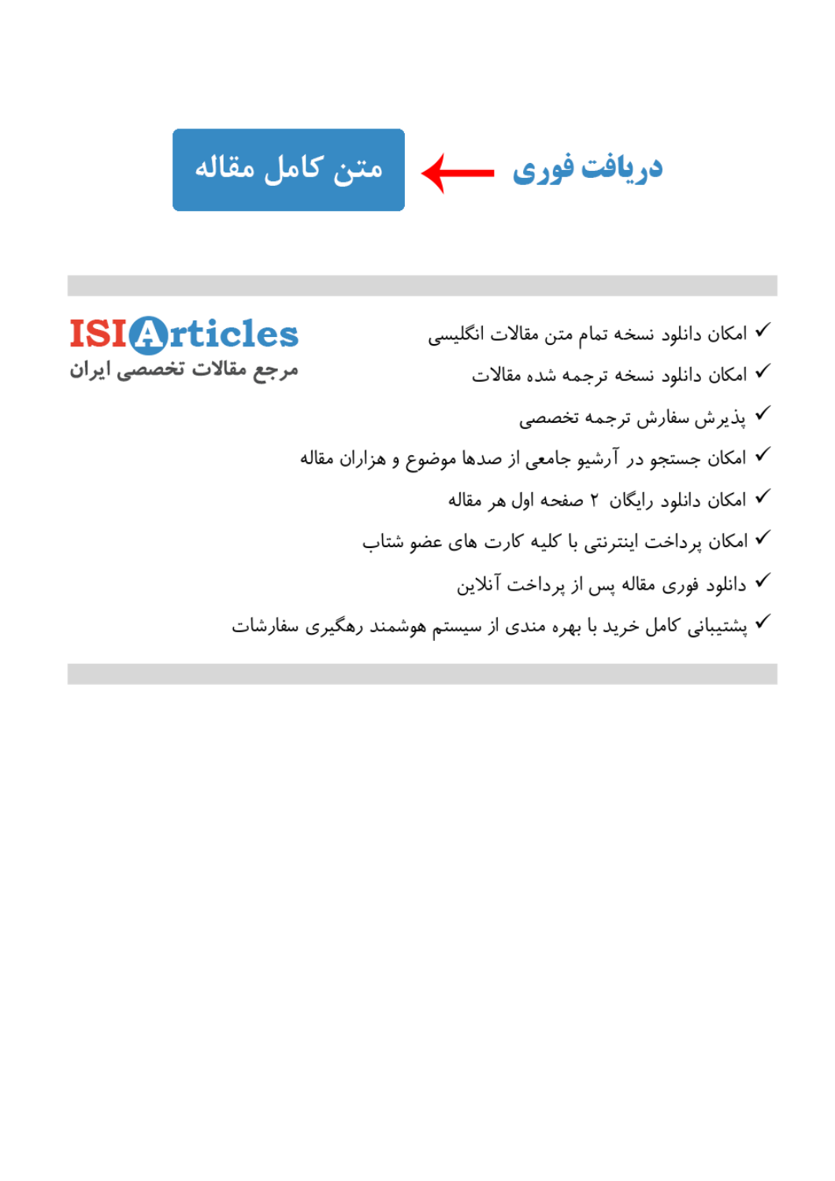دریافت فوری ← متن کامل مقاله

ISIArticles
مرجع مقالات تخصصی ایران

- ✓ امکان دانلود نسخه تمام متن مقالات انگلیسی
- ✓ امکان دانلود نسخه ترجمه شده مقالات
- ✓ پذیرش سفارش ترجمه تخصصی
- ✓ امکان جستجو در آرشیو جامعی از صدها موضوع و هزاران مقاله
- ✓ امکان دانلود رایگان ۲ صفحه اول هر مقاله
- ✓ امکان پرداخت اینترنتی با کلیه کارت های عضو شتاب
- ✓ دانلود فوری مقاله پس از پرداخت آنلاین
- ✓ پشتیبانی کامل خرید با بهره مندی از سیستم هوشمند رهگیری سفارشات